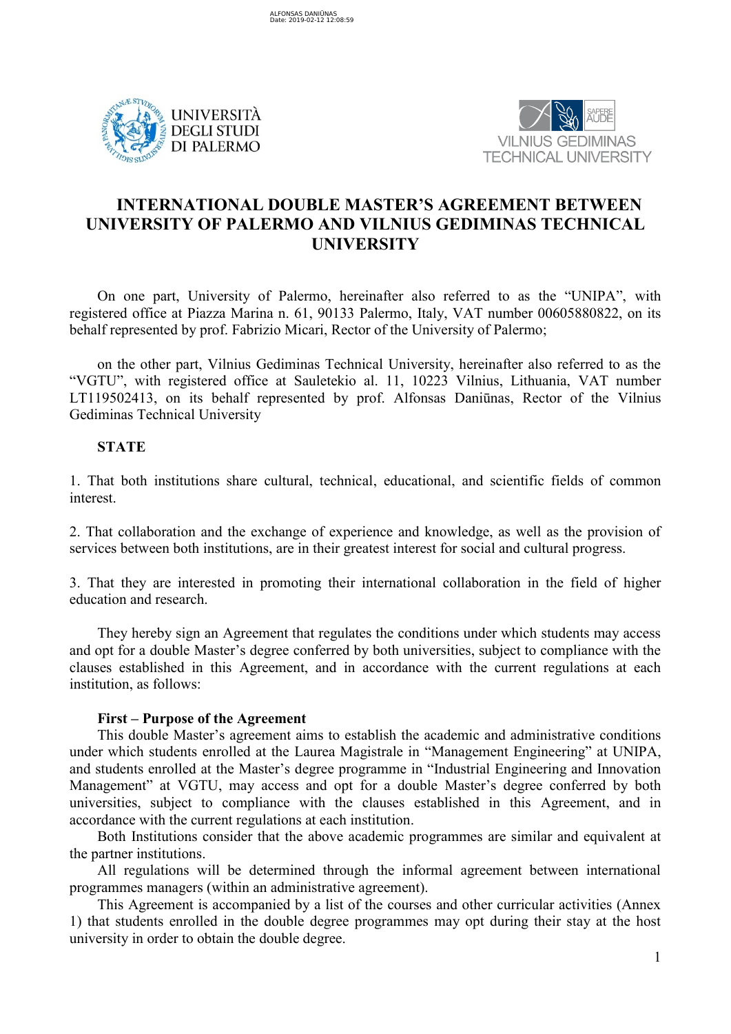# INTERNATIONAL DOUBLE MASTER'S AGREEMENT BETWEEN UNIVERSITY OF PALERMO AND VILNIUS GEDIMINAS TECHNICAL UNIVERSITY

On one part, University of Palermo, hereinafter also referred to as the "UNIPA", with registered office at Piazza Marina n. 61, 90133 Palermo, Italy, VAT number 00605880822, on its behalf represented by prof. Fabrizio Micari, Rector of the University of Palermo;

on the other part, Vilnius Gediminas Technical University, hereinafter also referred to as the "VGTU", with registered office at Sauletekio al. 11, 10223 Vilnius, Lithuania, VAT number LT119502413, on its behalf represented by prof. Alfonsas Daniūnas, Rector of the Vilnius Gediminas Technical University

**STATE**

1. That both institutions share cultural, technical, educational, and scientific fields of common interest.

2. That collaboration and the exchange of experience and knowledge, as well as the provision of services between both institutions, are in their greatest interest for social and cultural progress.

3. That they are interested in promoting their international collaboration in the field of higher education and research.

They hereby sign an Agreement that regulates the conditions under which students may access and opt for a double Master's degree conferred by both universities, subject to compliance with the clauses established in this Agreement, and in accordance with the current regulations at each institution, as follows:

**First – Purpose of the Agreement**

This double Master's agreement aims to establish the academic and administrative conditions under which students enrolled at the Laurea Magistrale in "Management Engineering" at UNIPA, and students enrolled at the Master's degree programme in "Industrial Engineering and Innovation Management" at VGTU, may access and opt for a double Master's degree conferred by both universities, subject to compliance with the clauses established in this Agreement, and in accordance with the current regulations at each institution.

Both Institutions consider that the above academic programmes are similar and equivalent at the partner institutions.

All regulations will be determined through the informal agreement between international programmes managers (within an administrative agreement).

This Agreement is accompanied by a list of the courses and other curricular activities (Annex 1) that students enrolled in the double degree programmes may opt during their stay at the host university in order to obtain the double degree.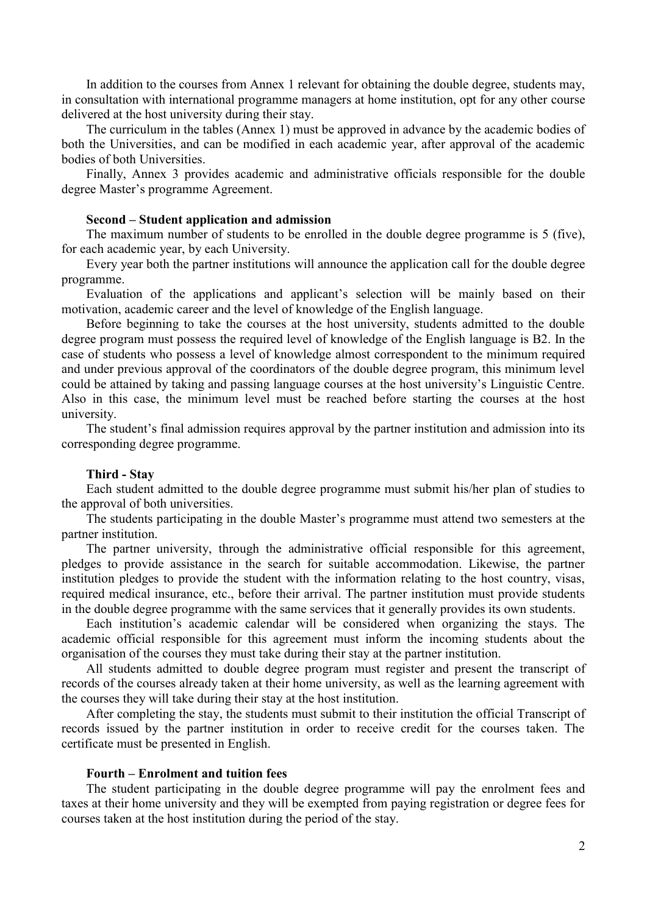In addition to the courses from Annex 1 relevant for obtaining the double degree, students may, in consultation with international programme managers at home institution, opt for any other course delivered at the host university during their stay.

The curriculum in the tables (Annex 1) must be approved in advance by the academic bodies of both the Universities, and can be modified in each academic year, after approval of the academic bodies of both Universities.

Finally, Annex 3 provides academic and administrative officials responsible for the double degree Master's programme Agreement.

**Second – Student application and admission**

The maximum number of students to be enrolled in the double degree programme is 5 (five), for each academic year, by each University.

Every year both the partner institutions will announce the application call for the double degree programme.

Evaluation of the applications and applicant's selection will be mainly based on their motivation, academic career and the level of knowledge of the English language.

Before beginning to take the courses at the host university, students admitted to the double degree program must possess the required level of knowledge of the English language is B2. In the case of students who possess a level of knowledge almost correspondent to the minimum required and under previous approval of the coordinators of the double degree program, this minimum level could be attained by taking and passing language courses at the host university's Linguistic Centre. Also in this case, the minimum level must be reached before starting the courses at the host university.

The student's final admission requires approval by the partner institution and admission into its corresponding degree programme.

**Third - Stay**

Each student admitted to the double degree programme must submit his/her plan of studies to the approval of both universities.

The students participating in the double Master's programme must attend two semesters at the partner institution.

The partner university, through the administrative official responsible for this agreement, pledges to provide assistance in the search for suitable accommodation. Likewise, the partner institution pledges to provide the student with the information relating to the host country, visas, required medical insurance, etc., before their arrival. The partner institution must provide students in the double degree programme with the same services that it generally provides its own students.

Each institution's academic calendar will be considered when organizing the stays. The academic official responsible for this agreement must inform the incoming students about the organisation of the courses they must take during their stay at the partner institution.

All students admitted to double degree program must register and present the transcript of records of the courses already taken at their home university, as well as the learning agreement with the courses they will take during their stay at the host institution.

After completing the stay, the students must submit to their institution the official Transcript of records issued by the partner institution in order to receive credit for the courses taken. The certificate must be presented in English.

**Fourth – Enrolment and tuition fees**

The student participating in the double degree programme will pay the enrolment fees and taxes at their home university and they will be exempted from paying registration or degree fees for courses taken at the host institution during the period of the stay.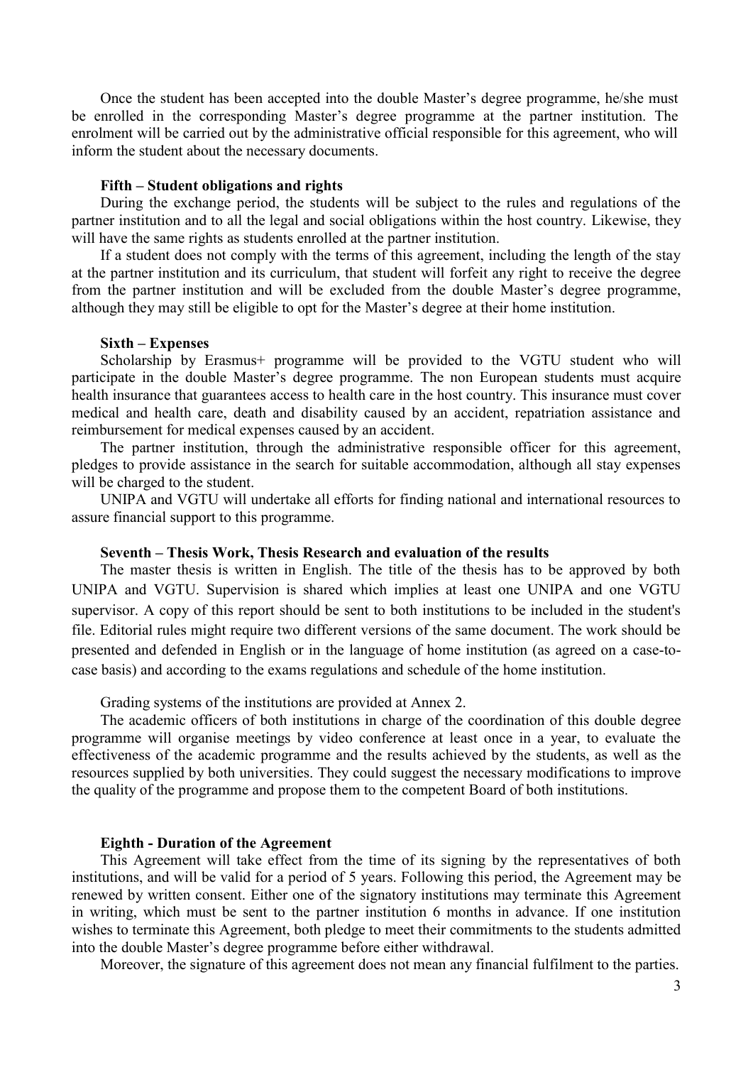Once the student has been accepted into the double Master's degree programme, he/she must be enrolled in the corresponding Master's degree programme at the partner institution. The enrolment will be carried out by the administrative official responsible for this agreement, who will inform the student about the necessary documents.

**Fifth – Student obligations and rights**

During the exchange period, the students will be subject to the rules and regulations of the partner institution and to all the legal and social obligations within the host country. Likewise, they will have the same rights as students enrolled at the partner institution.

If a student does not comply with the terms of this agreement, including the length of the stay at the partner institution and its curriculum, that student will forfeit any right to receive the degree from the partner institution and will be excluded from the double Master's degree programme, although they may still be eligible to opt for the Master's degree at their home institution.

**Sixth – Expenses**

Scholarship by Erasmus+ programme will be provided to the VGTU student who will participate in the double Master's degree programme. The non European students must acquire health insurance that guarantees access to health care in the host country. This insurance must cover medical and health care, death and disability caused by an accident, repatriation assistance and reimbursement for medical expenses caused by an accident.

The partner institution, through the administrative responsible officer for this agreement, pledges to provide assistance in the search for suitable accommodation, although all stay expenses will be charged to the student.

UNIPA and VGTU will undertake all efforts for finding national and international resources to assure financial support to this programme.

**Seventh – Thesis Work, Thesis Research and evaluation of the results**

The master thesis is written in English. The title of the thesis has to be approved by both UNIPA and VGTU. Supervision is shared which implies at least one UNIPA and one VGTU supervisor. A copy of this report should be sent to both institutions to be included in the student's file. Editorial rules might require two different versions of the same document. The work should be presented and defended in English or in the language of home institution (as agreed on a case-to-case basis) and according to the exams regulations and schedule of the home institution.

Grading systems of the institutions are provided at Annex 2.

The academic officers of both institutions in charge of the coordination of this double degree programme will organise meetings by video conference at least once in a year, to evaluate the effectiveness of the academic programme and the results achieved by the students, as well as the resources supplied by both universities. They could suggest the necessary modifications to improve the quality of the programme and propose them to the competent Board of both institutions.

**Eighth - Duration of the Agreement**

This Agreement will take effect from the time of its signing by the representatives of both institutions, and will be valid for a period of 5 years. Following this period, the Agreement may be renewed by written consent. Either one of the signatory institutions may terminate this Agreement in writing, which must be sent to the partner institution 6 months in advance. If one institution wishes to terminate this Agreement, both pledge to meet their commitments to the students admitted into the double Master's degree programme before either withdrawal.

Moreover, the signature of this agreement does not mean any financial fulfilment to the parties.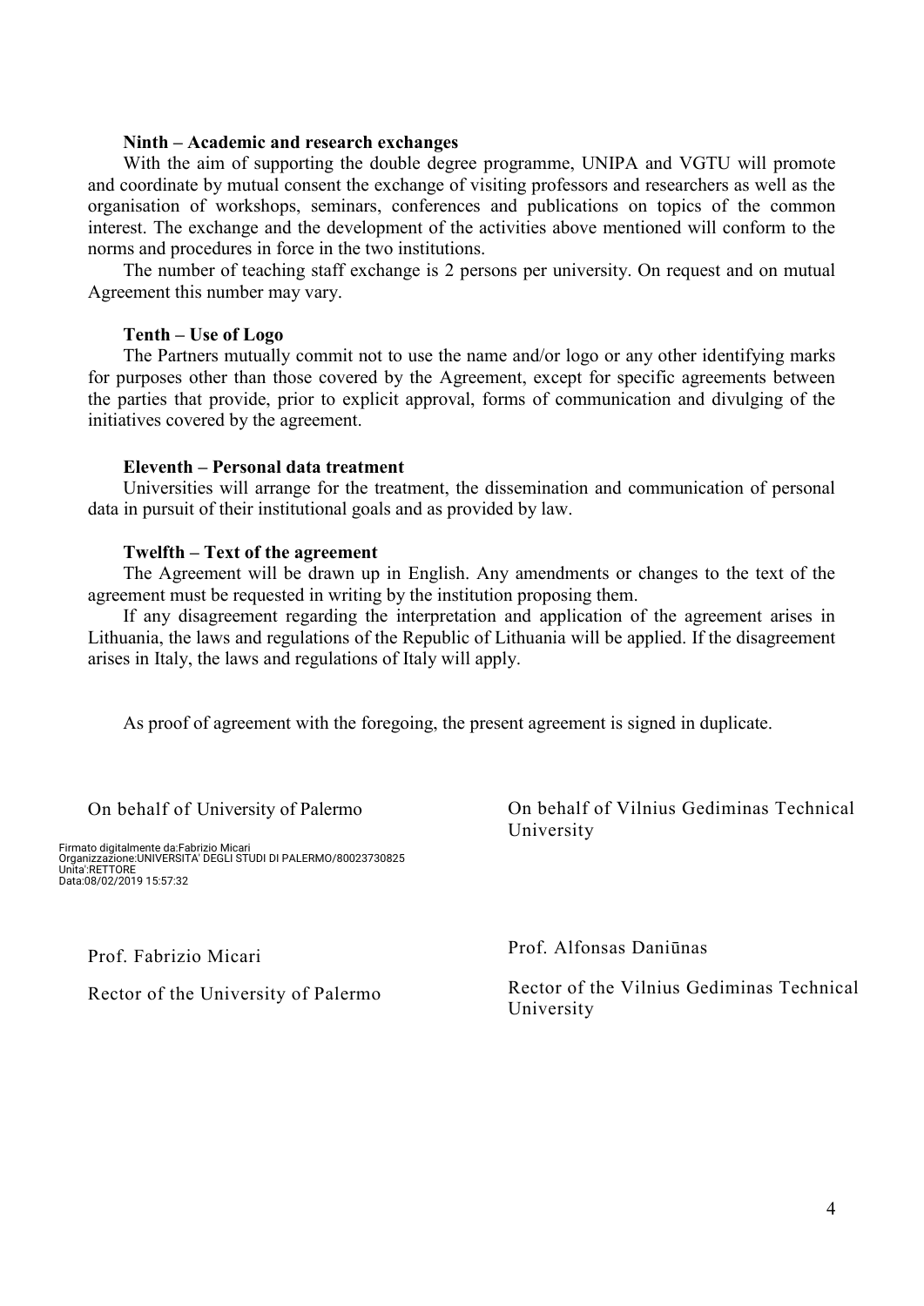**Ninth – Academic and research exchanges**

With the aim of supporting the double degree programme, UNIPA and VGTU will promote and coordinate by mutual consent the exchange of visiting professors and researchers as well as the organisation of workshops, seminars, conferences and publications on topics of the common interest. The exchange and the development of the activities above mentioned will conform to the norms and procedures in force in the two institutions.

The number of teaching staff exchange is 2 persons per university. On request and on mutual Agreement this number may vary.

**Tenth – Use of Logo**

The Partners mutually commit not to use the name and/or logo or any other identifying marks for purposes other than those covered by the Agreement, except for specific agreements between the parties that provide, prior to explicit approval, forms of communication and divulging of the initiatives covered by the agreement.

**Eleventh – Personal data treatment**

Universities will arrange for the treatment, the dissemination and communication of personal data in pursuit of their institutional goals and as provided by law.

**Twelfth – Text of the agreement**

The Agreement will be drawn up in English. Any amendments or changes to the text of the agreement must be requested in writing by the institution proposing them.

If any disagreement regarding the interpretation and application of the agreement arises in Lithuania, the laws and regulations of the Republic of Lithuania will be applied. If the disagreement arises in Italy, the laws and regulations of Italy will apply.

As proof of agreement with the foregoing, the present agreement is signed in duplicate.

On behalf of University of Palermo

Firmato digitalmente da:Fabrizio Micari
Organizzazione:UNIVERSITA' DEGLI STUDI DI PALERMO/80023730825
Unita':RETTORE
Data:08/02/2019 15:57:32

Prof. Fabrizio Micari

Rector of the University of Palermo

On behalf of Vilnius Gediminas Technical University

Prof. Alfonsas Daniūnas

Rector of the Vilnius Gediminas Technical University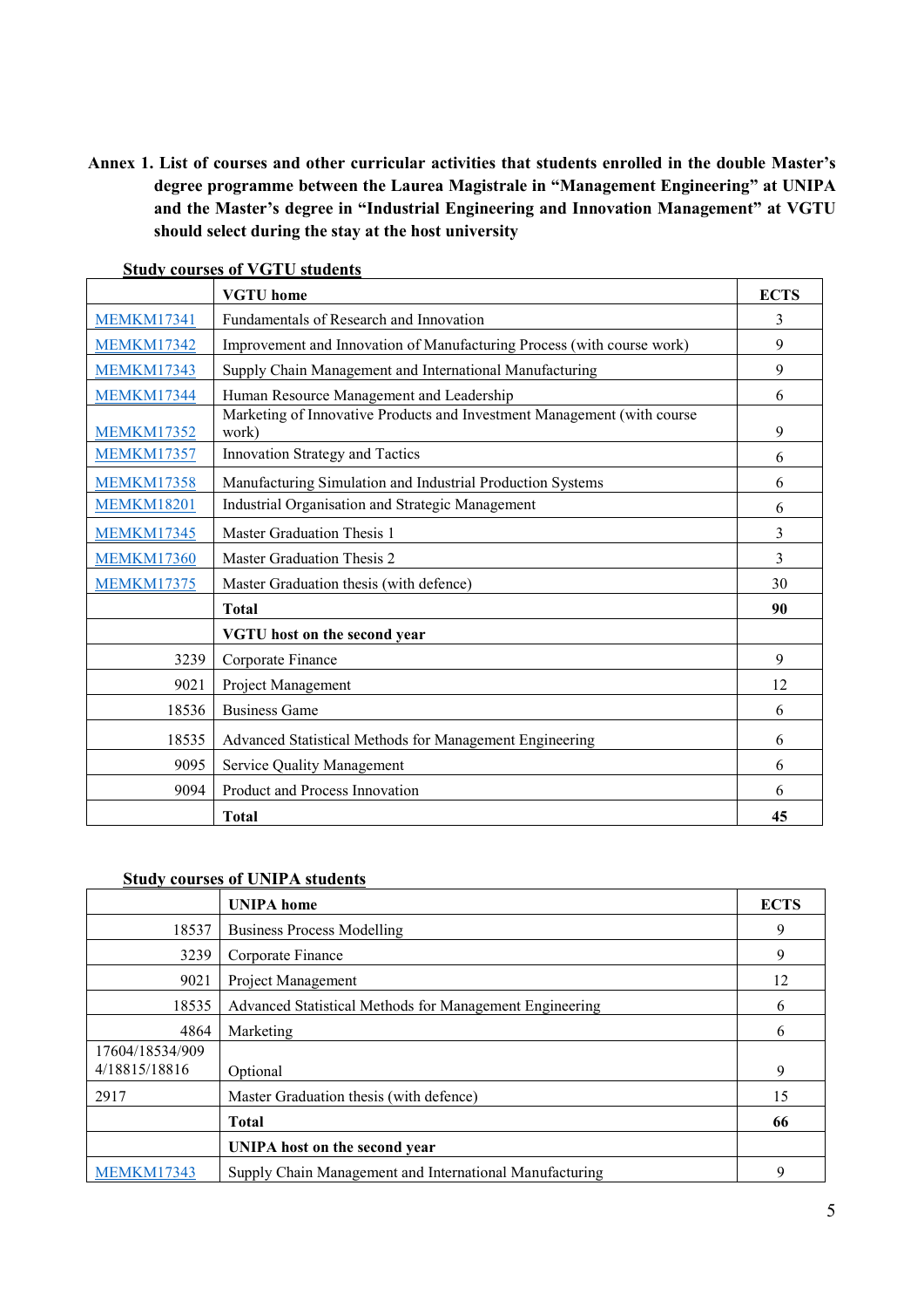**Annex 1. List of courses and other curricular activities that students enrolled in the double Master's degree programme between the Laurea Magistrale in "Management Engineering" at UNIPA and the Master's degree in "Industrial Engineering and Innovation Management" at VGTU should select during the stay at the host university**

**Study courses of VGTU students**

| | **VGTU home** | **ECTS** |
|---|---|---|
| MEMKM17341 | Fundamentals of Research and Innovation | 3 |
| MEMKM17342 | Improvement and Innovation of Manufacturing Process (with course work) | 9 |
| MEMKM17343 | Supply Chain Management and International Manufacturing | 9 |
| MEMKM17344 | Human Resource Management and Leadership | 6 |
| MEMKM17352 | Marketing of Innovative Products and Investment Management (with course work) | 9 |
| MEMKM17357 | Innovation Strategy and Tactics | 6 |
| MEMKM17358 | Manufacturing Simulation and Industrial Production Systems | 6 |
| MEMKM18201 | Industrial Organisation and Strategic Management | 6 |
| MEMKM17345 | Master Graduation Thesis 1 | 3 |
| MEMKM17360 | Master Graduation Thesis 2 | 3 |
| MEMKM17375 | Master Graduation thesis (with defence) | 30 |
| | **Total** | **90** |
| | **VGTU host on the second year** | |
| 3239 | Corporate Finance | 9 |
| 9021 | Project Management | 12 |
| 18536 | Business Game | 6 |
| 18535 | Advanced Statistical Methods for Management Engineering | 6 |
| 9095 | Service Quality Management | 6 |
| 9094 | Product and Process Innovation | 6 |
| | **Total** | **45** |

**Study courses of UNIPA students**

| | **UNIPA home** | **ECTS** |
|---|---|---|
| 18537 | Business Process Modelling | 9 |
| 3239 | Corporate Finance | 9 |
| 9021 | Project Management | 12 |
| 18535 | Advanced Statistical Methods for Management Engineering | 6 |
| 4864 | Marketing | 6 |
| 17604/18534/9094/18815/18816 | Optional | 9 |
| 2917 | Master Graduation thesis (with defence) | 15 |
| | **Total** | **66** |
| | **UNIPA host on the second year** | |
| MEMKM17343 | Supply Chain Management and International Manufacturing | 9 |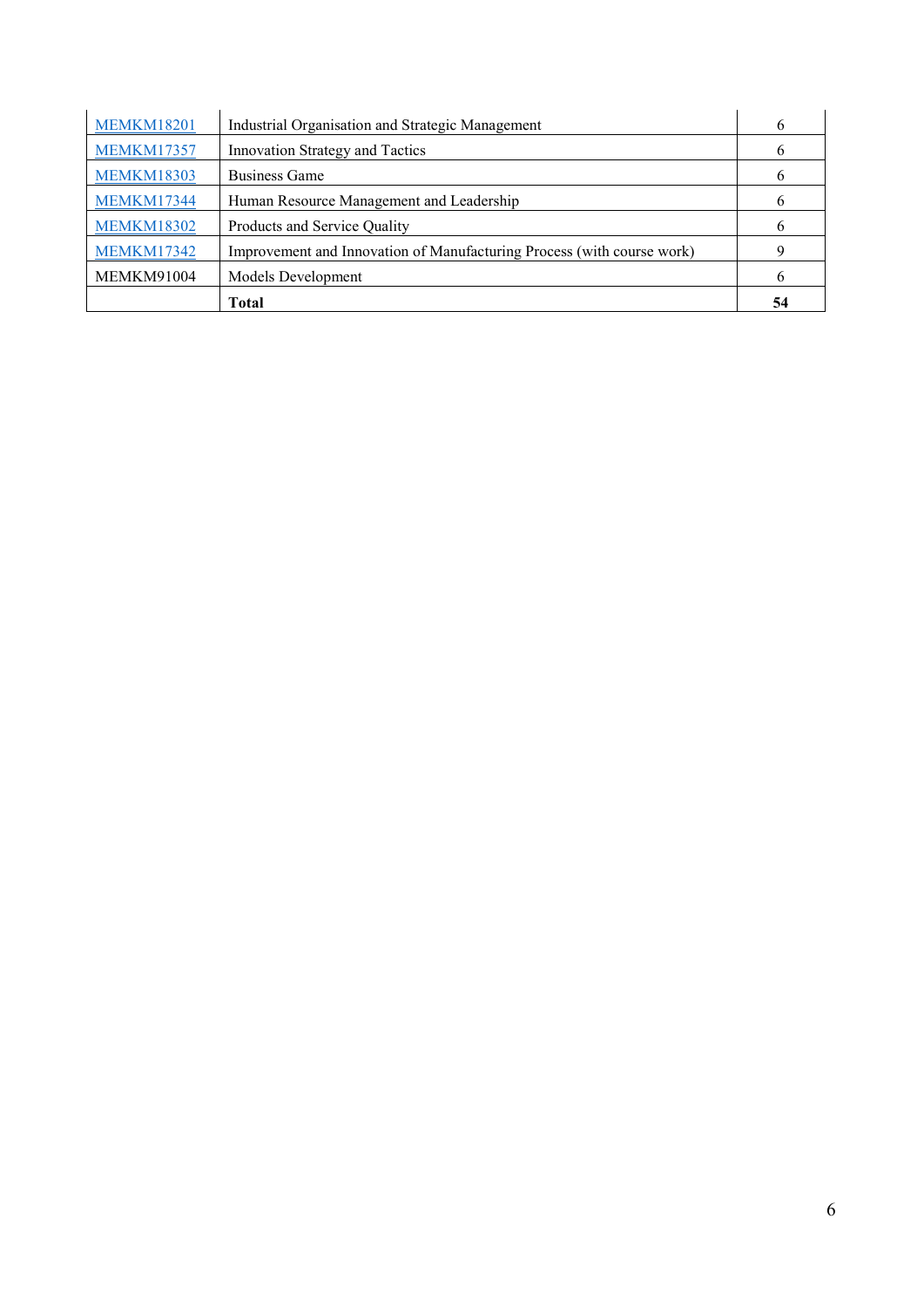| | | |
|---|---|---|
| MEMKM18201 | Industrial Organisation and Strategic Management | 6 |
| MEMKM17357 | Innovation Strategy and Tactics | 6 |
| MEMKM18303 | Business Game | 6 |
| MEMKM17344 | Human Resource Management and Leadership | 6 |
| MEMKM18302 | Products and Service Quality | 6 |
| MEMKM17342 | Improvement and Innovation of Manufacturing Process (with course work) | 9 |
| MEMKM91004 | Models Development | 6 |
| | **Total** | **54** |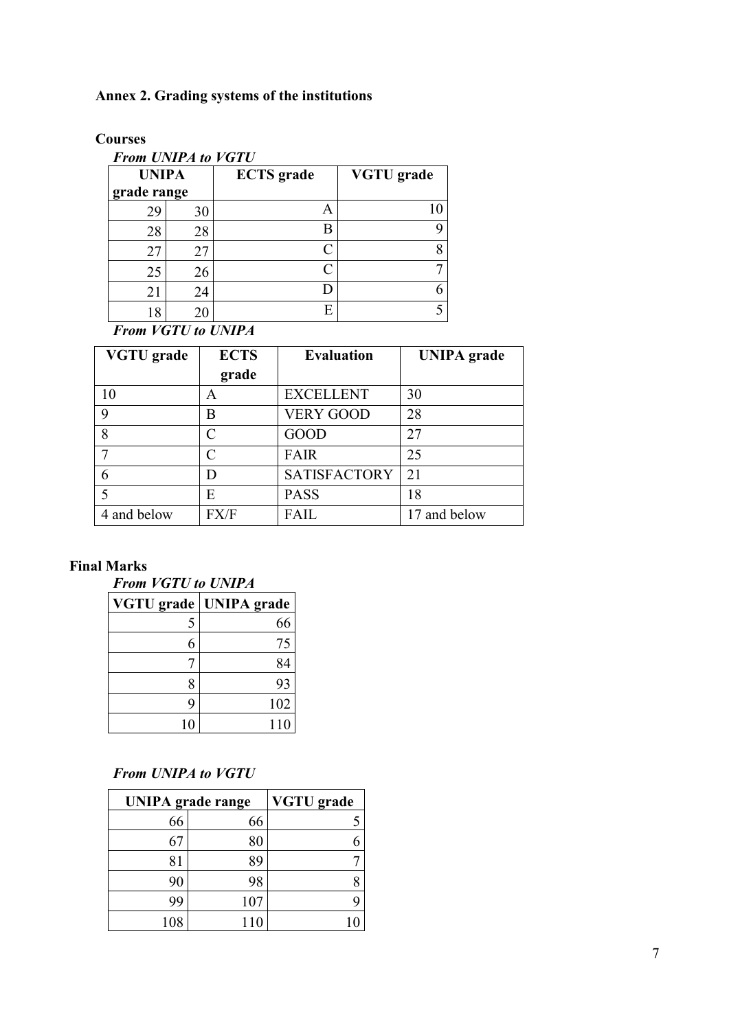## Annex 2. Grading systems of the institutions

### Courses

***From UNIPA to VGTU***

| UNIPA grade range | | ECTS grade | VGTU grade |
|---|---|---|---|
| 29 | 30 | A | 10 |
| 28 | 28 | B | 9 |
| 27 | 27 | C | 8 |
| 25 | 26 | C | 7 |
| 21 | 24 | D | 6 |
| 18 | 20 | E | 5 |

***From VGTU to UNIPA***

| VGTU grade | ECTS grade | Evaluation | UNIPA grade |
|---|---|---|---|
| 10 | A | EXCELLENT | 30 |
| 9 | B | VERY GOOD | 28 |
| 8 | C | GOOD | 27 |
| 7 | C | FAIR | 25 |
| 6 | D | SATISFACTORY | 21 |
| 5 | E | PASS | 18 |
| 4 and below | FX/F | FAIL | 17 and below |

### Final Marks

***From VGTU to UNIPA***

| VGTU grade | UNIPA grade |
|---|---|
| 5 | 66 |
| 6 | 75 |
| 7 | 84 |
| 8 | 93 |
| 9 | 102 |
| 10 | 110 |

***From UNIPA to VGTU***

| UNIPA grade range | | VGTU grade |
|---|---|---|
| 66 | 66 | 5 |
| 67 | 80 | 6 |
| 81 | 89 | 7 |
| 90 | 98 | 8 |
| 99 | 107 | 9 |
| 108 | 110 | 10 |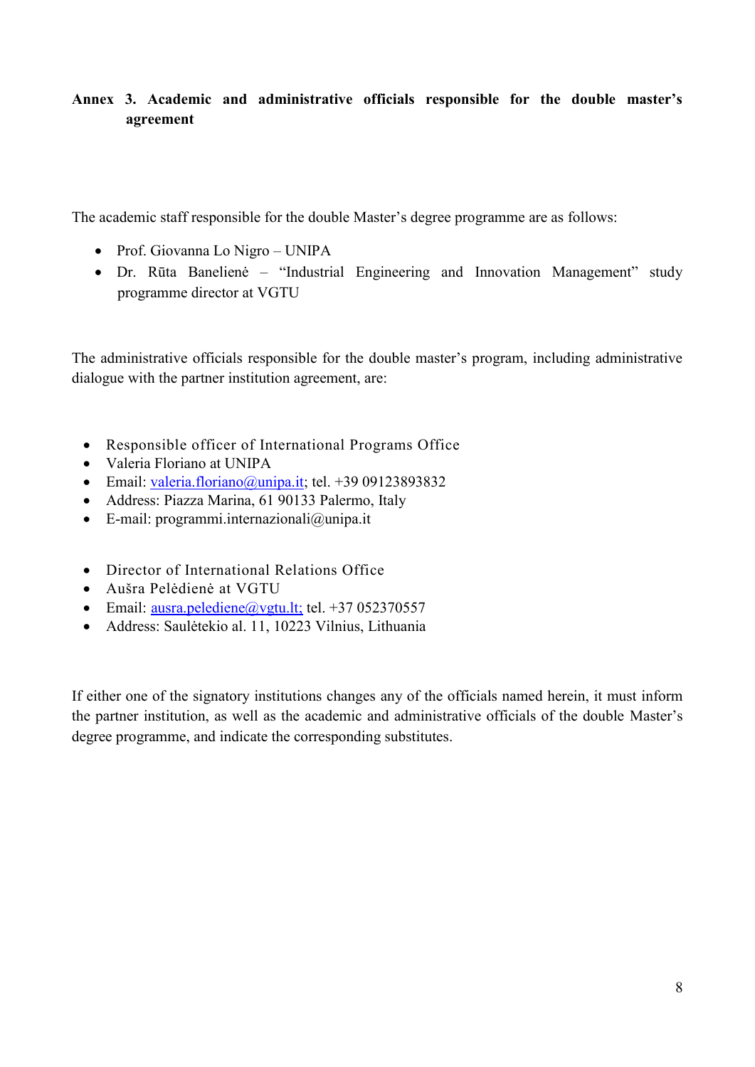**Annex 3. Academic and administrative officials responsible for the double master's agreement**

The academic staff responsible for the double Master's degree programme are as follows:

- Prof. Giovanna Lo Nigro – UNIPA
- Dr. Rūta Banelienė – "Industrial Engineering and Innovation Management" study programme director at VGTU

The administrative officials responsible for the double master's program, including administrative dialogue with the partner institution agreement, are:

- Responsible officer of International Programs Office
- Valeria Floriano at UNIPA
- Email: valeria.floriano@unipa.it; tel. +39 09123893832
- Address: Piazza Marina, 61 90133 Palermo, Italy
- E-mail: programmi.internazionali@unipa.it

- Director of International Relations Office
- Aušra Pelėdienė at VGTU
- Email: ausra.pelediene@vgtu.lt; tel. +37 052370557
- Address: Saulėtekio al. 11, 10223 Vilnius, Lithuania

If either one of the signatory institutions changes any of the officials named herein, it must inform the partner institution, as well as the academic and administrative officials of the double Master's degree programme, and indicate the corresponding substitutes.